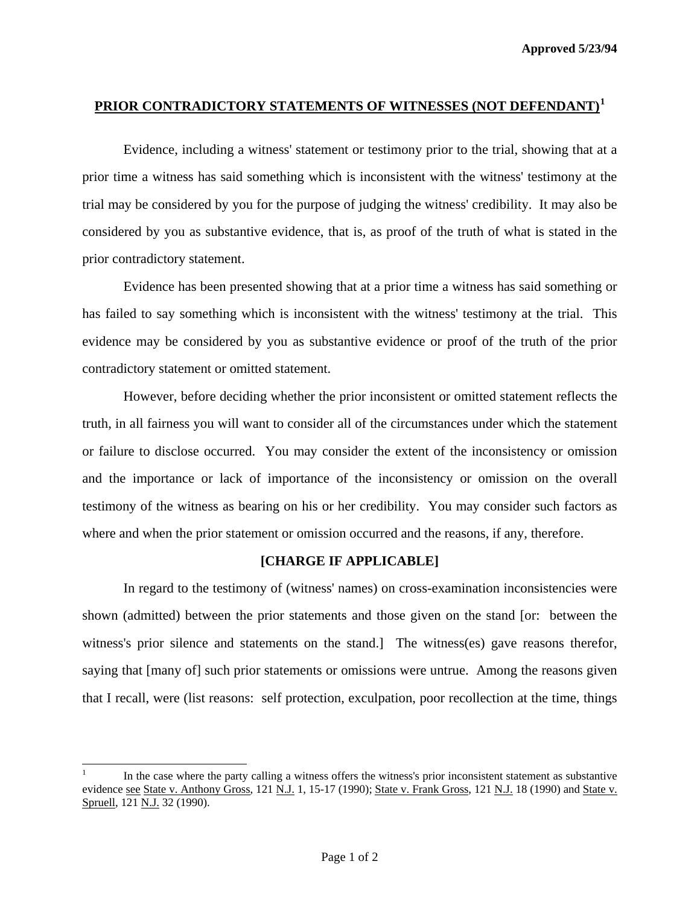Approved 5/23/94

## PRIOR CONTRADICTORY STATEMENTS OF WITNESSES (NOT DEFENDANT)[1]

Evidence, including a witness' statement or testimony prior to the trial, showing that at a prior time a witness has said something which is inconsistent with the witness' testimony at the trial may be considered by you for the purpose of judging the witness' credibility. It may also be considered by you as substantive evidence, that is, as proof of the truth of what is stated in the prior contradictory statement.

Evidence has been presented showing that at a prior time a witness has said something or has failed to say something which is inconsistent with the witness' testimony at the trial. This evidence may be considered by you as substantive evidence or proof of the truth of the prior contradictory statement or omitted statement.

However, before deciding whether the prior inconsistent or omitted statement reflects the truth, in all fairness you will want to consider all of the circumstances under which the statement or failure to disclose occurred. You may consider the extent of the inconsistency or omission and the importance or lack of importance of the inconsistency or omission on the overall testimony of the witness as bearing on his or her credibility. You may consider such factors as where and when the prior statement or omission occurred and the reasons, if any, therefore.

**[CHARGE IF APPLICABLE]**

In regard to the testimony of (witness' names) on cross-examination inconsistencies were shown (admitted) between the prior statements and those given on the stand [or: between the witness's prior silence and statements on the stand.] The witness(es) gave reasons therefor, saying that [many of] such prior statements or omissions were untrue. Among the reasons given that I recall, were (list reasons: self protection, exculpation, poor recollection at the time, things

---

[1] In the case where the party calling a witness offers the witness's prior inconsistent statement as substantive evidence see State v. Anthony Gross, 121 N.J. 1, 15-17 (1990); State v. Frank Gross, 121 N.J. 18 (1990) and State v. Spruell, 121 N.J. 32 (1990).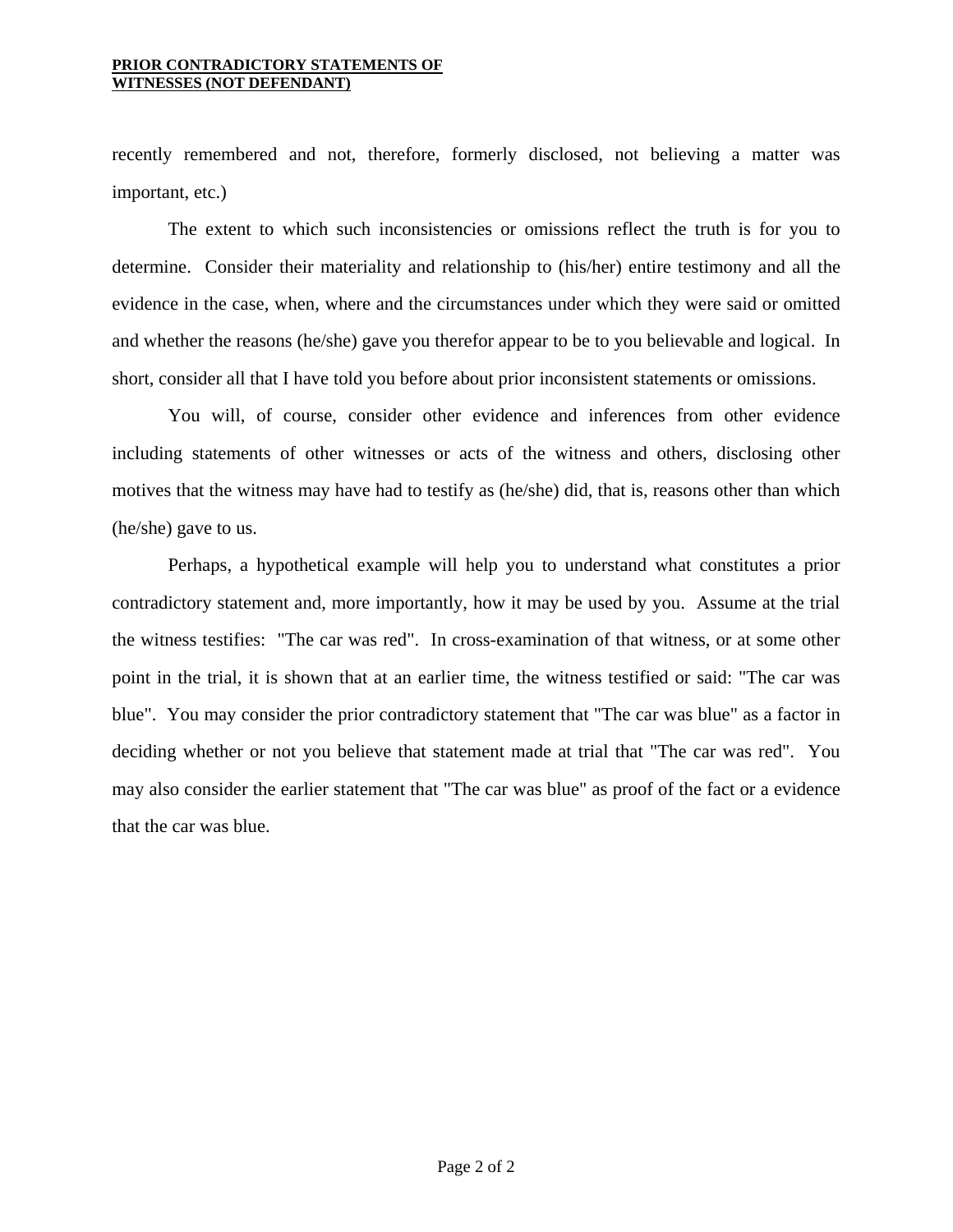recently remembered and not, therefore, formerly disclosed, not believing a matter was important, etc.)

The extent to which such inconsistencies or omissions reflect the truth is for you to determine. Consider their materiality and relationship to (his/her) entire testimony and all the evidence in the case, when, where and the circumstances under which they were said or omitted and whether the reasons (he/she) gave you therefor appear to be to you believable and logical. In short, consider all that I have told you before about prior inconsistent statements or omissions.

You will, of course, consider other evidence and inferences from other evidence including statements of other witnesses or acts of the witness and others, disclosing other motives that the witness may have had to testify as (he/she) did, that is, reasons other than which (he/she) gave to us.

Perhaps, a hypothetical example will help you to understand what constitutes a prior contradictory statement and, more importantly, how it may be used by you. Assume at the trial the witness testifies: "The car was red". In cross-examination of that witness, or at some other point in the trial, it is shown that at an earlier time, the witness testified or said: "The car was blue". You may consider the prior contradictory statement that "The car was blue" as a factor in deciding whether or not you believe that statement made at trial that "The car was red". You may also consider the earlier statement that "The car was blue" as proof of the fact or a evidence that the car was blue.